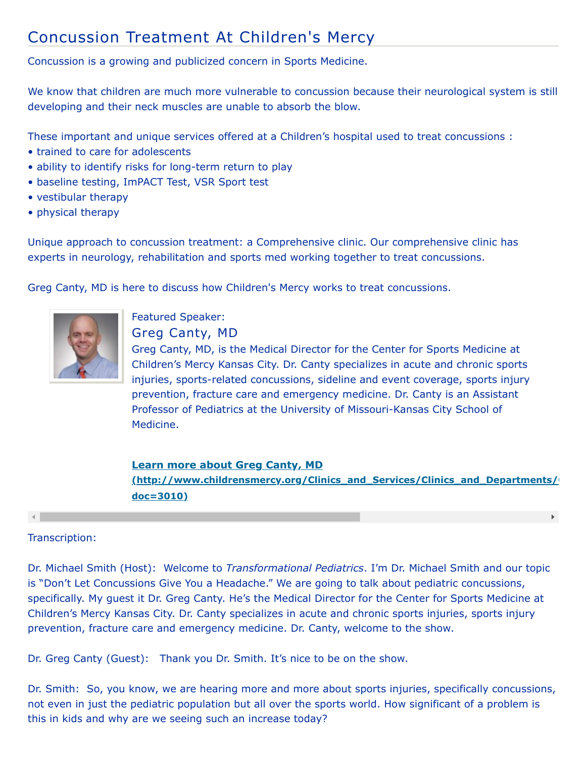# Concussion Treatment At Children's Mercy

Concussion is a growing and publicized concern in Sports Medicine.

We know that children are much more vulnerable to concussion because their neurological system is still developing and their neck muscles are unable to absorb the blow.

These important and unique services offered at a Children's hospital used to treat concussions :

- trained to care for adolescents
- ability to identify risks for long-term return to play
- baseline testing, ImPACT Test, VSR Sport test
- vestibular therapy
- physical therapy

Unique approach to concussion treatment: a Comprehensive clinic. Our comprehensive clinic has experts in neurology, rehabilitation and sports med working together to treat concussions.

Greg Canty, MD is here to discuss how Children's Mercy works to treat concussions.

Featured Speaker:

## Greg Canty, MD

Greg Canty, MD, is the Medical Director for the Center for Sports Medicine at Children's Mercy Kansas City. Dr. Canty specializes in acute and chronic sports injuries, sports-related concussions, sideline and event coverage, sports injury prevention, fracture care and emergency medicine. Dr. Canty is an Assistant Professor of Pediatrics at the University of Missouri-Kansas City School of Medicine.

**Learn more about Greg Canty, MD (http://www.childrensmercy.org/Clinics_and_Services/Clinics_and_Departments/( doc=3010)**

Transcription:

Dr. Michael Smith (Host): Welcome to *Transformational Pediatrics*. I'm Dr. Michael Smith and our topic is "Don't Let Concussions Give You a Headache." We are going to talk about pediatric concussions, specifically. My guest it Dr. Greg Canty. He's the Medical Director for the Center for Sports Medicine at Children's Mercy Kansas City. Dr. Canty specializes in acute and chronic sports injuries, sports injury prevention, fracture care and emergency medicine. Dr. Canty, welcome to the show.

Dr. Greg Canty (Guest): Thank you Dr. Smith. It's nice to be on the show.

Dr. Smith: So, you know, we are hearing more and more about sports injuries, specifically concussions, not even in just the pediatric population but all over the sports world. How significant of a problem is this in kids and why are we seeing such an increase today?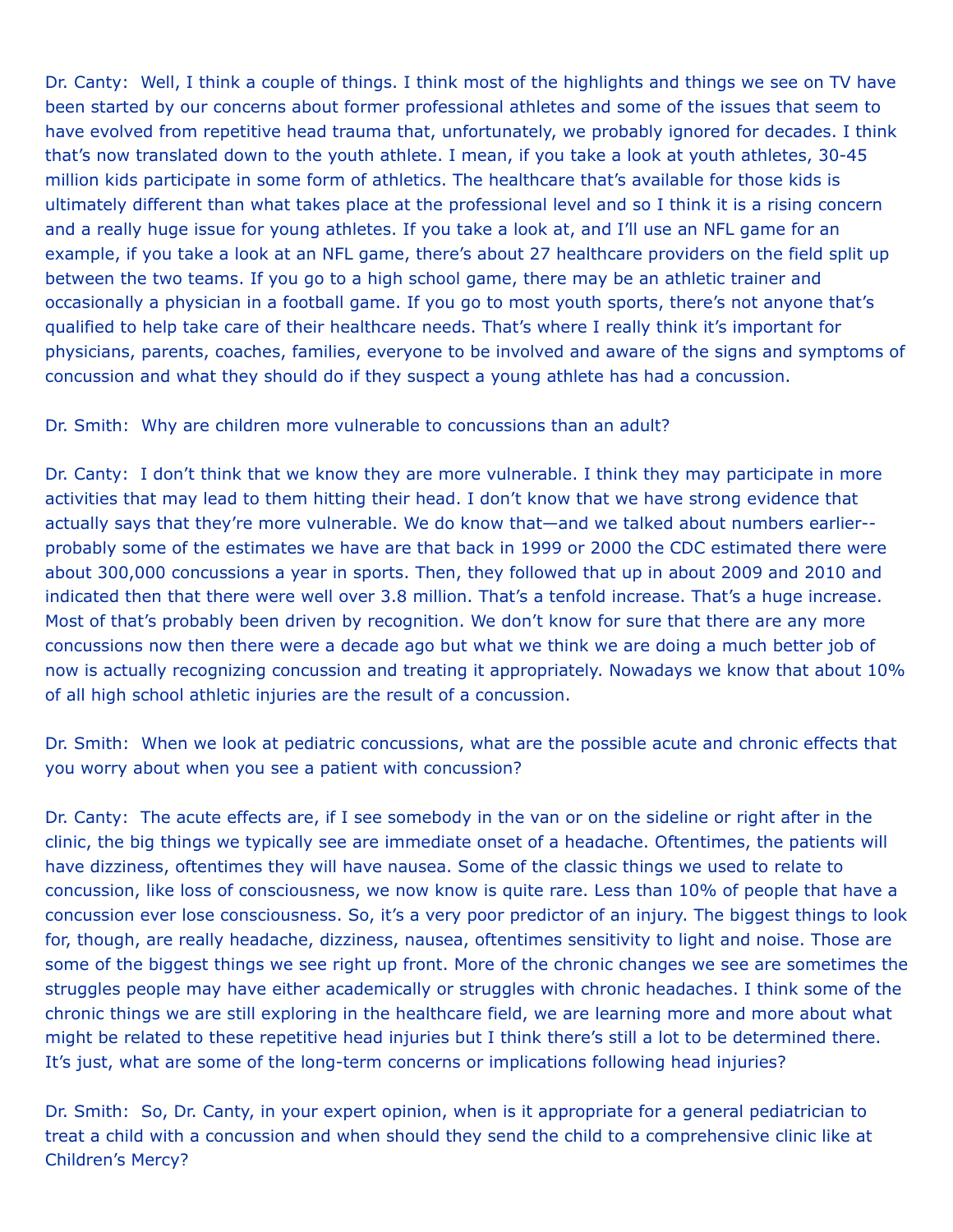Dr. Canty: Well, I think a couple of things. I think most of the highlights and things we see on TV have been started by our concerns about former professional athletes and some of the issues that seem to have evolved from repetitive head trauma that, unfortunately, we probably ignored for decades. I think that's now translated down to the youth athlete. I mean, if you take a look at youth athletes, 30-45 million kids participate in some form of athletics. The healthcare that's available for those kids is ultimately different than what takes place at the professional level and so I think it is a rising concern and a really huge issue for young athletes. If you take a look at, and I'll use an NFL game for an example, if you take a look at an NFL game, there's about 27 healthcare providers on the field split up between the two teams. If you go to a high school game, there may be an athletic trainer and occasionally a physician in a football game. If you go to most youth sports, there's not anyone that's qualified to help take care of their healthcare needs. That's where I really think it's important for physicians, parents, coaches, families, everyone to be involved and aware of the signs and symptoms of concussion and what they should do if they suspect a young athlete has had a concussion.

Dr. Smith: Why are children more vulnerable to concussions than an adult?

Dr. Canty: I don't think that we know they are more vulnerable. I think they may participate in more activities that may lead to them hitting their head. I don't know that we have strong evidence that actually says that they're more vulnerable. We do know that—and we talked about numbers earlier--probably some of the estimates we have are that back in 1999 or 2000 the CDC estimated there were about 300,000 concussions a year in sports. Then, they followed that up in about 2009 and 2010 and indicated then that there were well over 3.8 million. That's a tenfold increase. That's a huge increase. Most of that's probably been driven by recognition. We don't know for sure that there are any more concussions now then there were a decade ago but what we think we are doing a much better job of now is actually recognizing concussion and treating it appropriately. Nowadays we know that about 10% of all high school athletic injuries are the result of a concussion.

Dr. Smith: When we look at pediatric concussions, what are the possible acute and chronic effects that you worry about when you see a patient with concussion?

Dr. Canty: The acute effects are, if I see somebody in the van or on the sideline or right after in the clinic, the big things we typically see are immediate onset of a headache. Oftentimes, the patients will have dizziness, oftentimes they will have nausea. Some of the classic things we used to relate to concussion, like loss of consciousness, we now know is quite rare. Less than 10% of people that have a concussion ever lose consciousness. So, it's a very poor predictor of an injury. The biggest things to look for, though, are really headache, dizziness, nausea, oftentimes sensitivity to light and noise. Those are some of the biggest things we see right up front. More of the chronic changes we see are sometimes the struggles people may have either academically or struggles with chronic headaches. I think some of the chronic things we are still exploring in the healthcare field, we are learning more and more about what might be related to these repetitive head injuries but I think there's still a lot to be determined there. It's just, what are some of the long-term concerns or implications following head injuries?

Dr. Smith: So, Dr. Canty, in your expert opinion, when is it appropriate for a general pediatrician to treat a child with a concussion and when should they send the child to a comprehensive clinic like at Children's Mercy?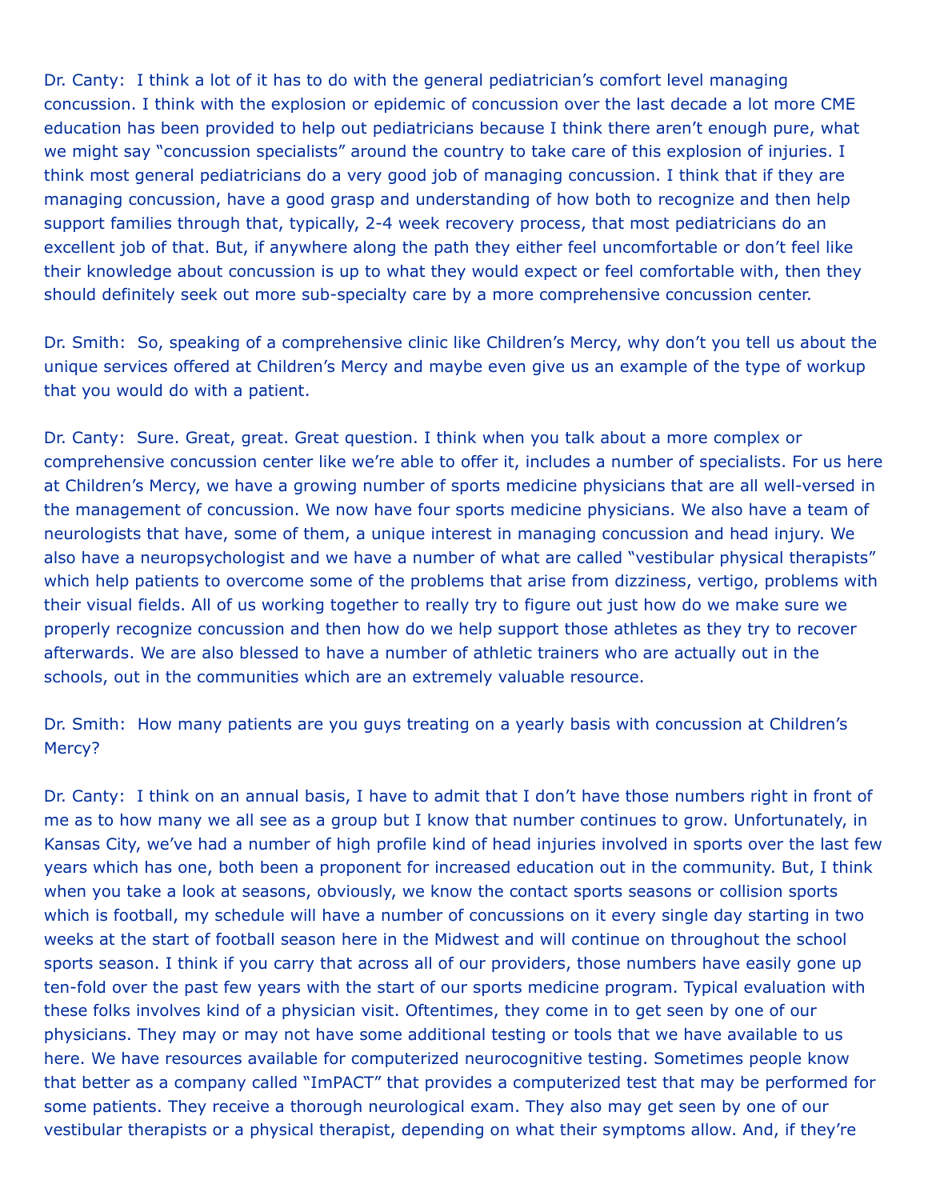Dr. Canty: I think a lot of it has to do with the general pediatrician's comfort level managing concussion. I think with the explosion or epidemic of concussion over the last decade a lot more CME education has been provided to help out pediatricians because I think there aren't enough pure, what we might say "concussion specialists" around the country to take care of this explosion of injuries. I think most general pediatricians do a very good job of managing concussion. I think that if they are managing concussion, have a good grasp and understanding of how both to recognize and then help support families through that, typically, 2-4 week recovery process, that most pediatricians do an excellent job of that. But, if anywhere along the path they either feel uncomfortable or don't feel like their knowledge about concussion is up to what they would expect or feel comfortable with, then they should definitely seek out more sub-specialty care by a more comprehensive concussion center.

Dr. Smith: So, speaking of a comprehensive clinic like Children's Mercy, why don't you tell us about the unique services offered at Children's Mercy and maybe even give us an example of the type of workup that you would do with a patient.

Dr. Canty: Sure. Great, great. Great question. I think when you talk about a more complex or comprehensive concussion center like we're able to offer it, includes a number of specialists. For us here at Children's Mercy, we have a growing number of sports medicine physicians that are all well-versed in the management of concussion. We now have four sports medicine physicians. We also have a team of neurologists that have, some of them, a unique interest in managing concussion and head injury. We also have a neuropsychologist and we have a number of what are called "vestibular physical therapists" which help patients to overcome some of the problems that arise from dizziness, vertigo, problems with their visual fields. All of us working together to really try to figure out just how do we make sure we properly recognize concussion and then how do we help support those athletes as they try to recover afterwards. We are also blessed to have a number of athletic trainers who are actually out in the schools, out in the communities which are an extremely valuable resource.

Dr. Smith: How many patients are you guys treating on a yearly basis with concussion at Children's Mercy?

Dr. Canty: I think on an annual basis, I have to admit that I don't have those numbers right in front of me as to how many we all see as a group but I know that number continues to grow. Unfortunately, in Kansas City, we've had a number of high profile kind of head injuries involved in sports over the last few years which has one, both been a proponent for increased education out in the community. But, I think when you take a look at seasons, obviously, we know the contact sports seasons or collision sports which is football, my schedule will have a number of concussions on it every single day starting in two weeks at the start of football season here in the Midwest and will continue on throughout the school sports season. I think if you carry that across all of our providers, those numbers have easily gone up ten-fold over the past few years with the start of our sports medicine program. Typical evaluation with these folks involves kind of a physician visit. Oftentimes, they come in to get seen by one of our physicians. They may or may not have some additional testing or tools that we have available to us here. We have resources available for computerized neurocognitive testing. Sometimes people know that better as a company called "ImPACT" that provides a computerized test that may be performed for some patients. They receive a thorough neurological exam. They also may get seen by one of our vestibular therapists or a physical therapist, depending on what their symptoms allow. And, if they're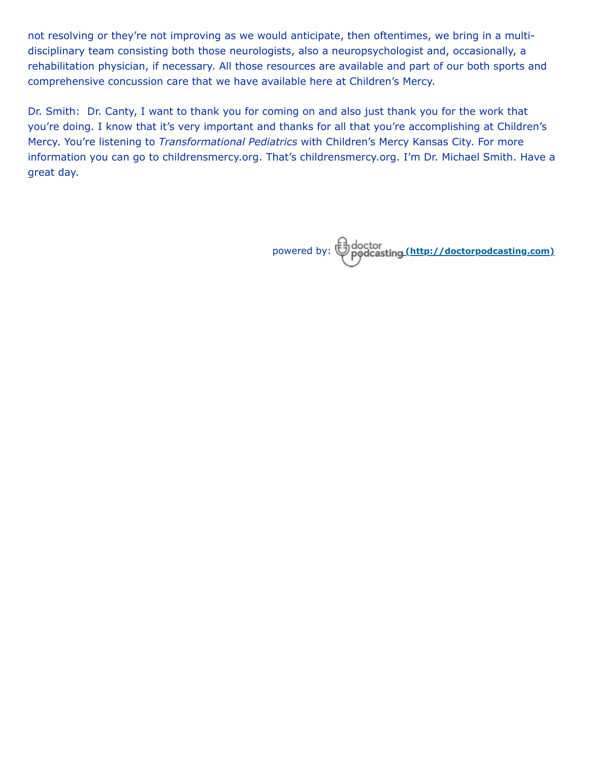not resolving or they're not improving as we would anticipate, then oftentimes, we bring in a multi-disciplinary team consisting both those neurologists, also a neuropsychologist and, occasionally, a rehabilitation physician, if necessary. All those resources are available and part of our both sports and comprehensive concussion care that we have available here at Children's Mercy.

Dr. Smith: Dr. Canty, I want to thank you for coming on and also just thank you for the work that you're doing. I know that it's very important and thanks for all that you're accomplishing at Children's Mercy. You're listening to *Transformational Pediatrics* with Children's Mercy Kansas City. For more information you can go to childrensmercy.org. That's childrensmercy.org. I'm Dr. Michael Smith. Have a great day.

powered by: doctor podcasting **(http://doctorpodcasting.com)**